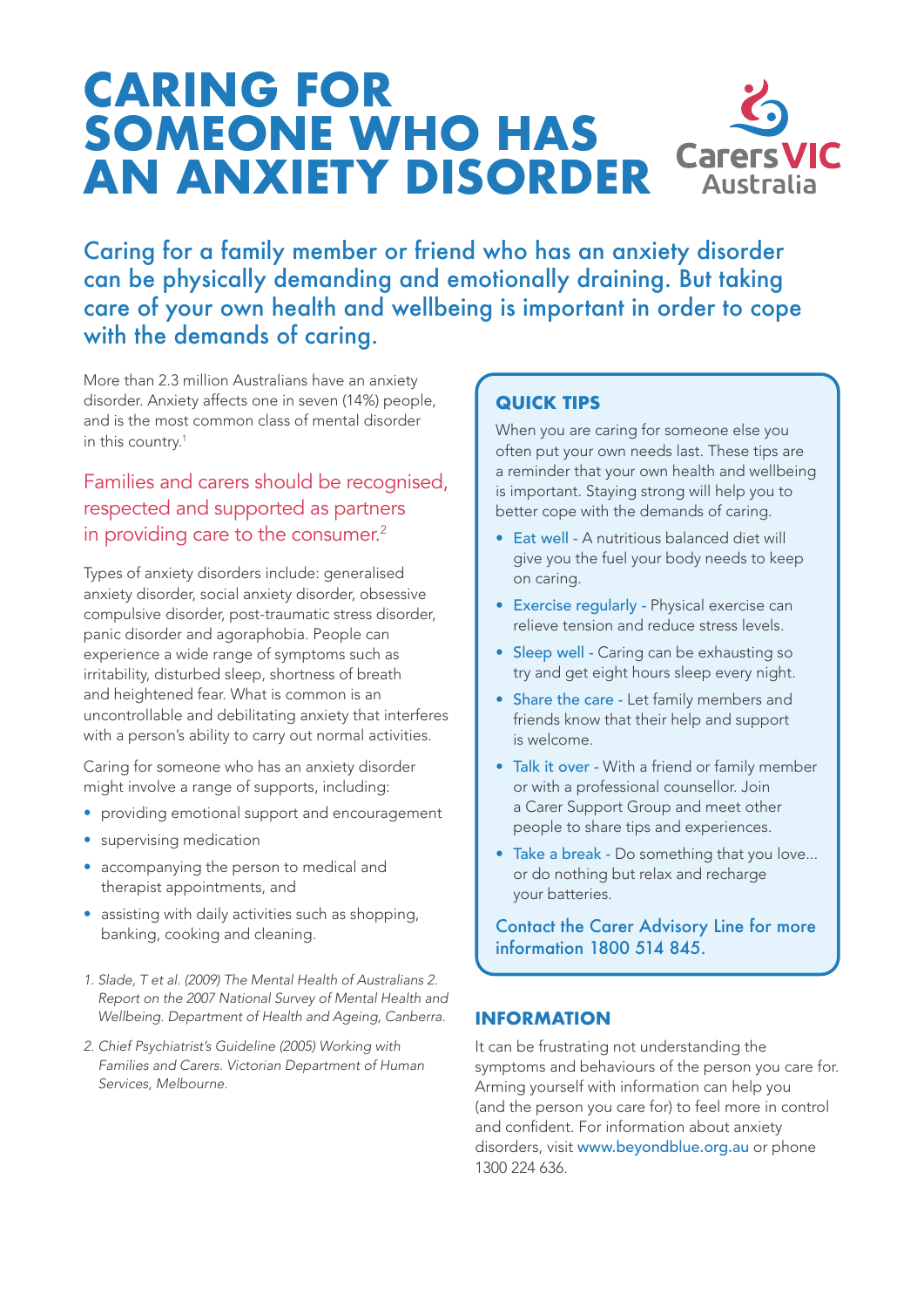# CARING FOR SOMEONE WHO HAS AN ANXIETY DISORDER

Caring for a family member or friend who has an anxiety disorder can be physically demanding and emotionally draining. But taking care of your own health and wellbeing is important in order to cope with the demands of caring.

More than 2.3 million Australians have an anxiety disorder. Anxiety affects one in seven (14%) people, and is the most common class of mental disorder in this country.[1]

Families and carers should be recognised, respected and supported as partners in providing care to the consumer.[2]

Types of anxiety disorders include: generalised anxiety disorder, social anxiety disorder, obsessive compulsive disorder, post-traumatic stress disorder, panic disorder and agoraphobia. People can experience a wide range of symptoms such as irritability, disturbed sleep, shortness of breath and heightened fear. What is common is an uncontrollable and debilitating anxiety that interferes with a person's ability to carry out normal activities.

Caring for someone who has an anxiety disorder might involve a range of supports, including:

- providing emotional support and encouragement
- supervising medication
- accompanying the person to medical and therapist appointments, and
- assisting with daily activities such as shopping, banking, cooking and cleaning.

1. *Slade, T et al. (2009) The Mental Health of Australians 2. Report on the 2007 National Survey of Mental Health and Wellbeing. Department of Health and Ageing, Canberra.*
2. *Chief Psychiatrist's Guideline (2005) Working with Families and Carers. Victorian Department of Human Services, Melbourne.*

## QUICK TIPS

When you are caring for someone else you often put your own needs last. These tips are a reminder that your own health and wellbeing is important. Staying strong will help you to better cope with the demands of caring.

- Eat well - A nutritious balanced diet will give you the fuel your body needs to keep on caring.
- Exercise regularly - Physical exercise can relieve tension and reduce stress levels.
- Sleep well - Caring can be exhausting so try and get eight hours sleep every night.
- Share the care - Let family members and friends know that their help and support is welcome.
- Talk it over - With a friend or family member or with a professional counsellor. Join a Carer Support Group and meet other people to share tips and experiences.
- Take a break - Do something that you love... or do nothing but relax and recharge your batteries.

Contact the Carer Advisory Line for more information 1800 514 845.

## INFORMATION

It can be frustrating not understanding the symptoms and behaviours of the person you care for. Arming yourself with information can help you (and the person you care for) to feel more in control and confident. For information about anxiety disorders, visit www.beyondblue.org.au or phone 1300 224 636.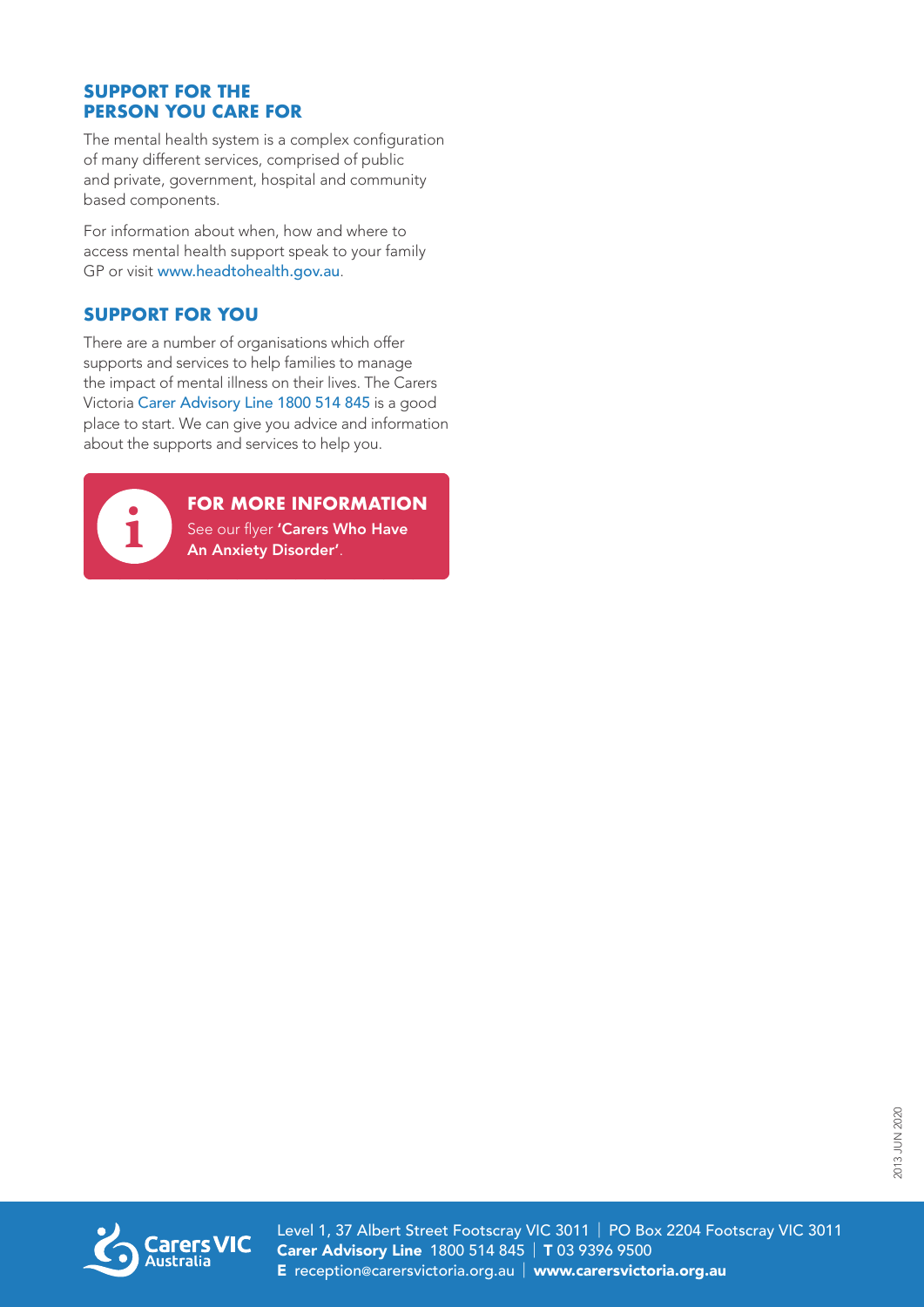## SUPPORT FOR THE PERSON YOU CARE FOR

The mental health system is a complex configuration of many different services, comprised of public and private, government, hospital and community based components.

For information about when, how and where to access mental health support speak to your family GP or visit www.headtohealth.gov.au.

## SUPPORT FOR YOU

There are a number of organisations which offer supports and services to help families to manage the impact of mental illness on their lives. The Carers Victoria Carer Advisory Line 1800 514 845 is a good place to start. We can give you advice and information about the supports and services to help you.

**FOR MORE INFORMATION**
See our flyer **'Carers Who Have An Anxiety Disorder'**.

2013 JUN 2020

Level 1, 37 Albert Street Footscray VIC 3011 | PO Box 2204 Footscray VIC 3011
**Carer Advisory Line** 1800 514 845 | **T** 03 9396 9500
**E** reception@carersvictoria.org.au | **www.carersvictoria.org.au**